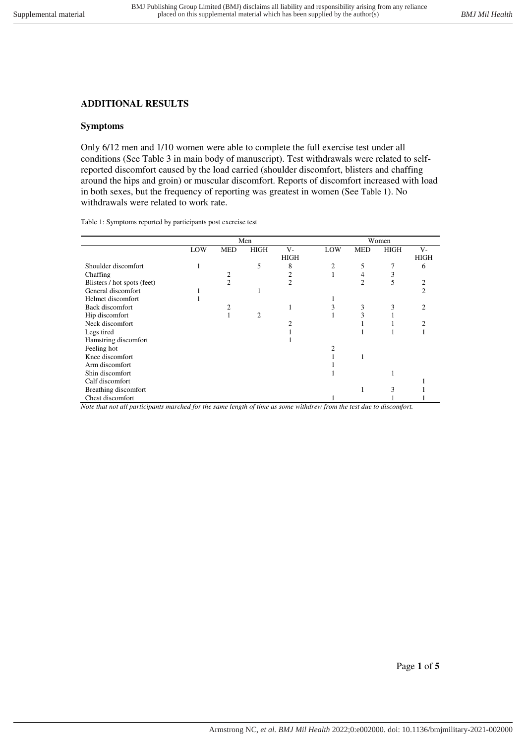## ADDITIONAL RESULTS

### Symptoms

Only 6/12 men and 1/10 women were able to complete the full exercise test under all conditions (See Table 3 in main body of manuscript). Test withdrawals were related to self-reported discomfort caused by the load carried (shoulder discomfort, blisters and chaffing around the hips and groin) or muscular discomfort. Reports of discomfort increased with load in both sexes, but the frequency of reporting was greatest in women (See Table 1). No withdrawals were related to work rate.

Table 1: Symptoms reported by participants post exercise test

| | Men | | | | Women | | | |
|---|---|---|---|---|---|---|---|---|
| | LOW | MED | HIGH | V-HIGH | LOW | MED | HIGH | V-HIGH |
| Shoulder discomfort | 1 | | 5 | 8 | 2 | 5 | 7 | 6 |
| Chaffing | | 2 | | 2 | 1 | 4 | 3 | |
| Blisters / hot spots (feet) | | 2 | | 2 | | 2 | 5 | 2 |
| General discomfort | 1 | | 1 | | | | | 2 |
| Helmet discomfort | 1 | | | | 1 | | | |
| Back discomfort | | 2 | | 1 | 3 | 3 | 3 | 2 |
| Hip discomfort | | 1 | 2 | | 1 | 3 | 1 | |
| Neck discomfort | | | | 2 | | 1 | 1 | 2 |
| Legs tired | | | | 1 | | 1 | 1 | 1 |
| Hamstring discomfort | | | | 1 | | | | |
| Feeling hot | | | | | 2 | | | |
| Knee discomfort | | | | | 1 | 1 | | |
| Arm discomfort | | | | | 1 | | | |
| Shin discomfort | | | | | 1 | | 1 | |
| Calf discomfort | | | | | | | | 1 |
| Breathing discomfort | | | | | | 1 | 3 | 1 |
| Chest discomfort | | | | | 1 | | 1 | 1 |

*Note that not all participants marched for the same length of time as some withdrew from the test due to discomfort.*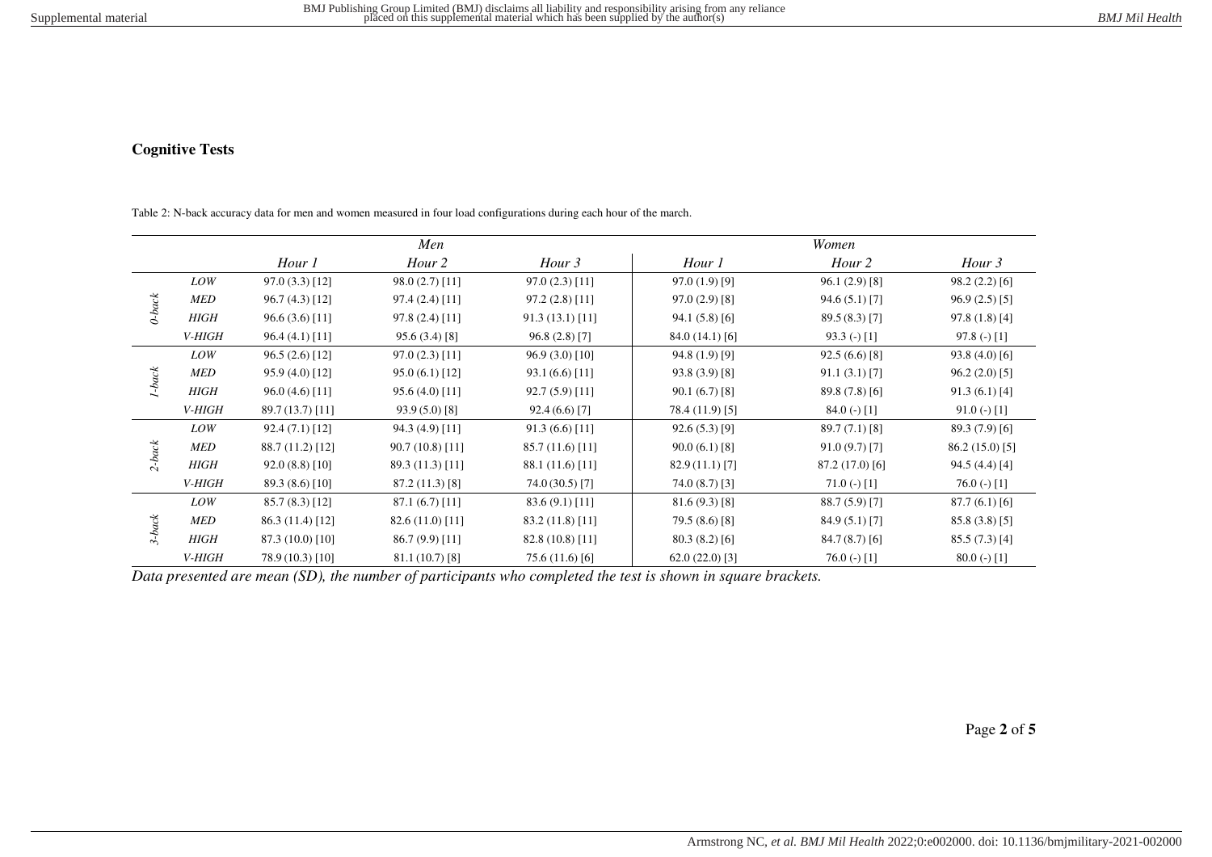## Cognitive Tests

Table 2: N-back accuracy data for men and women measured in four load configurations during each hour of the march.

| | | *Men* | | | *Women* | | |
|---|---|---|---|---|---|---|---|
| | | *Hour 1* | *Hour 2* | *Hour 3* | *Hour 1* | *Hour 2* | *Hour 3* |
| *0-back* | *LOW* | 97.0 (3.3) [12] | 98.0 (2.7) [11] | 97.0 (2.3) [11] | 97.0 (1.9) [9] | 96.1 (2.9) [8] | 98.2 (2.2) [6] |
| | *MED* | 96.7 (4.3) [12] | 97.4 (2.4) [11] | 97.2 (2.8) [11] | 97.0 (2.9) [8] | 94.6 (5.1) [7] | 96.9 (2.5) [5] |
| | *HIGH* | 96.6 (3.6) [11] | 97.8 (2.4) [11] | 91.3 (13.1) [11] | 94.1 (5.8) [6] | 89.5 (8.3) [7] | 97.8 (1.8) [4] |
| | *V-HIGH* | 96.4 (4.1) [11] | 95.6 (3.4) [8] | 96.8 (2.8) [7] | 84.0 (14.1) [6] | 93.3 (-) [1] | 97.8 (-) [1] |
| *1-back* | *LOW* | 96.5 (2.6) [12] | 97.0 (2.3) [11] | 96.9 (3.0) [10] | 94.8 (1.9) [9] | 92.5 (6.6) [8] | 93.8 (4.0) [6] |
| | *MED* | 95.9 (4.0) [12] | 95.0 (6.1) [12] | 93.1 (6.6) [11] | 93.8 (3.9) [8] | 91.1 (3.1) [7] | 96.2 (2.0) [5] |
| | *HIGH* | 96.0 (4.6) [11] | 95.6 (4.0) [11] | 92.7 (5.9) [11] | 90.1 (6.7) [8] | 89.8 (7.8) [6] | 91.3 (6.1) [4] |
| | *V-HIGH* | 89.7 (13.7) [11] | 93.9 (5.0) [8] | 92.4 (6.6) [7] | 78.4 (11.9) [5] | 84.0 (-) [1] | 91.0 (-) [1] |
| *2-back* | *LOW* | 92.4 (7.1) [12] | 94.3 (4.9) [11] | 91.3 (6.6) [11] | 92.6 (5.3) [9] | 89.7 (7.1) [8] | 89.3 (7.9) [6] |
| | *MED* | 88.7 (11.2) [12] | 90.7 (10.8) [11] | 85.7 (11.6) [11] | 90.0 (6.1) [8] | 91.0 (9.7) [7] | 86.2 (15.0) [5] |
| | *HIGH* | 92.0 (8.8) [10] | 89.3 (11.3) [11] | 88.1 (11.6) [11] | 82.9 (11.1) [7] | 87.2 (17.0) [6] | 94.5 (4.4) [4] |
| | *V-HIGH* | 89.3 (8.6) [10] | 87.2 (11.3) [8] | 74.0 (30.5) [7] | 74.0 (8.7) [3] | 71.0 (-) [1] | 76.0 (-) [1] |
| *3-back* | *LOW* | 85.7 (8.3) [12] | 87.1 (6.7) [11] | 83.6 (9.1) [11] | 81.6 (9.3) [8] | 88.7 (5.9) [7] | 87.7 (6.1) [6] |
| | *MED* | 86.3 (11.4) [12] | 82.6 (11.0) [11] | 83.2 (11.8) [11] | 79.5 (8.6) [8] | 84.9 (5.1) [7] | 85.8 (3.8) [5] |
| | *HIGH* | 87.3 (10.0) [10] | 86.7 (9.9) [11] | 82.8 (10.8) [11] | 80.3 (8.2) [6] | 84.7 (8.7) [6] | 85.5 (7.3) [4] |
| | *V-HIGH* | 78.9 (10.3) [10] | 81.1 (10.7) [8] | 75.6 (11.6) [6] | 62.0 (22.0) [3] | 76.0 (-) [1] | 80.0 (-) [1] |

*Data presented are mean (SD), the number of participants who completed the test is shown in square brackets.*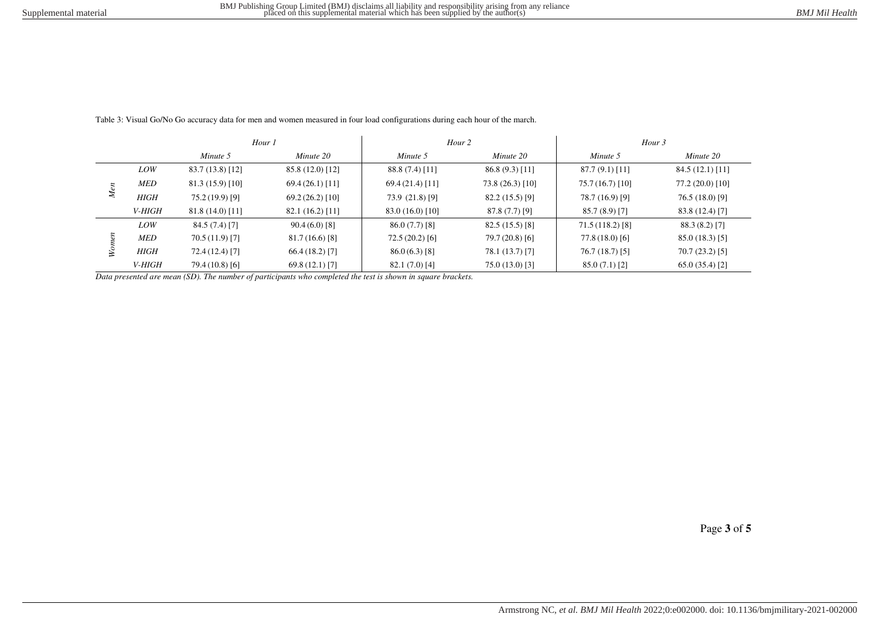Table 3: Visual Go/No Go accuracy data for men and women measured in four load configurations during each hour of the march.

| | | *Hour 1* | | *Hour 2* | | *Hour 3* | |
|---|---|---|---|---|---|---|---|
| | | *Minute 5* | *Minute 20* | *Minute 5* | *Minute 20* | *Minute 5* | *Minute 20* |
| *Men* | *LOW* | 83.7 (13.8) [12] | 85.8 (12.0) [12] | 88.8 (7.4) [11] | 86.8 (9.3) [11] | 87.7 (9.1) [11] | 84.5 (12.1) [11] |
| | *MED* | 81.3 (15.9) [10] | 69.4 (26.1) [11] | 69.4 (21.4) [11] | 73.8 (26.3) [10] | 75.7 (16.7) [10] | 77.2 (20.0) [10] |
| | *HIGH* | 75.2 (19.9) [9] | 69.2 (26.2) [10] | 73.9 (21.8) [9] | 82.2 (15.5) [9] | 78.7 (16.9) [9] | 76.5 (18.0) [9] |
| | *V-HIGH* | 81.8 (14.0) [11] | 82.1 (16.2) [11] | 83.0 (16.0) [10] | 87.8 (7.7) [9] | 85.7 (8.9) [7] | 83.8 (12.4) [7] |
| *Women* | *LOW* | 84.5 (7.4) [7] | 90.4 (6.0) [8] | 86.0 (7.7) [8] | 82.5 (15.5) [8] | 71.5 (118.2) [8] | 88.3 (8.2) [7] |
| | *MED* | 70.5 (11.9) [7] | 81.7 (16.6) [8] | 72.5 (20.2) [6] | 79.7 (20.8) [6] | 77.8 (18.0) [6] | 85.0 (18.3) [5] |
| | *HIGH* | 72.4 (12.4) [7] | 66.4 (18.2) [7] | 86.0 (6.3) [8] | 78.1 (13.7) [7] | 76.7 (18.7) [5] | 70.7 (23.2) [5] |
| | *V-HIGH* | 79.4 (10.8) [6] | 69.8 (12.1) [7] | 82.1 (7.0) [4] | 75.0 (13.0) [3] | 85.0 (7.1) [2] | 65.0 (35.4) [2] |

*Data presented are mean (SD). The number of participants who completed the test is shown in square brackets.*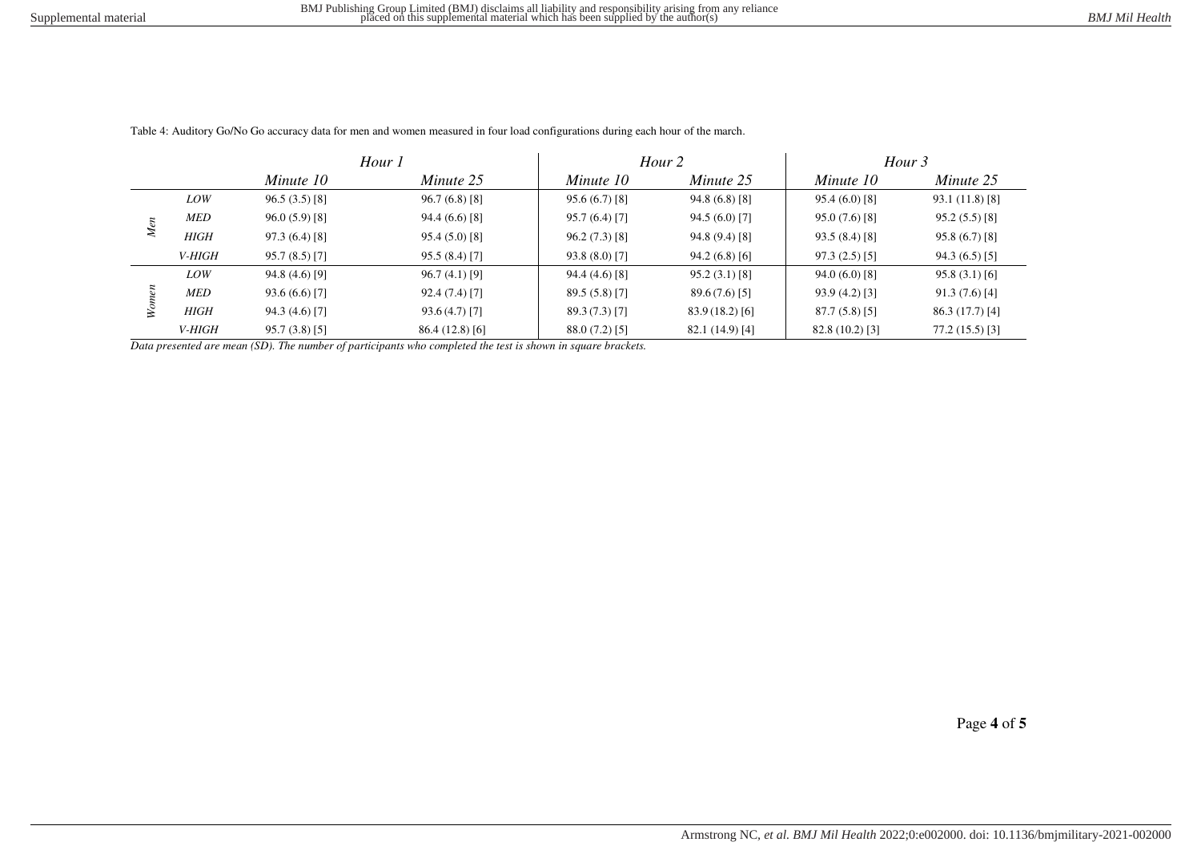Table 4: Auditory Go/No Go accuracy data for men and women measured in four load configurations during each hour of the march.

| | | *Hour 1* | | *Hour 2* | | *Hour 3* | |
|---|---|---|---|---|---|---|---|
| | | *Minute 10* | *Minute 25* | *Minute 10* | *Minute 25* | *Minute 10* | *Minute 25* |
| *Men* | *LOW* | 96.5 (3.5) [8] | 96.7 (6.8) [8] | 95.6 (6.7) [8] | 94.8 (6.8) [8] | 95.4 (6.0) [8] | 93.1 (11.8) [8] |
| | *MED* | 96.0 (5.9) [8] | 94.4 (6.6) [8] | 95.7 (6.4) [7] | 94.5 (6.0) [7] | 95.0 (7.6) [8] | 95.2 (5.5) [8] |
| | *HIGH* | 97.3 (6.4) [8] | 95.4 (5.0) [8] | 96.2 (7.3) [8] | 94.8 (9.4) [8] | 93.5 (8.4) [8] | 95.8 (6.7) [8] |
| | *V-HIGH* | 95.7 (8.5) [7] | 95.5 (8.4) [7] | 93.8 (8.0) [7] | 94.2 (6.8) [6] | 97.3 (2.5) [5] | 94.3 (6.5) [5] |
| *Women* | *LOW* | 94.8 (4.6) [9] | 96.7 (4.1) [9] | 94.4 (4.6) [8] | 95.2 (3.1) [8] | 94.0 (6.0) [8] | 95.8 (3.1) [6] |
| | *MED* | 93.6 (6.6) [7] | 92.4 (7.4) [7] | 89.5 (5.8) [7] | 89.6 (7.6) [5] | 93.9 (4.2) [3] | 91.3 (7.6) [4] |
| | *HIGH* | 94.3 (4.6) [7] | 93.6 (4.7) [7] | 89.3 (7.3) [7] | 83.9 (18.2) [6] | 87.7 (5.8) [5] | 86.3 (17.7) [4] |
| | *V-HIGH* | 95.7 (3.8) [5] | 86.4 (12.8) [6] | 88.0 (7.2) [5] | 82.1 (14.9) [4] | 82.8 (10.2) [3] | 77.2 (15.5) [3] |

*Data presented are mean (SD). The number of participants who completed the test is shown in square brackets.*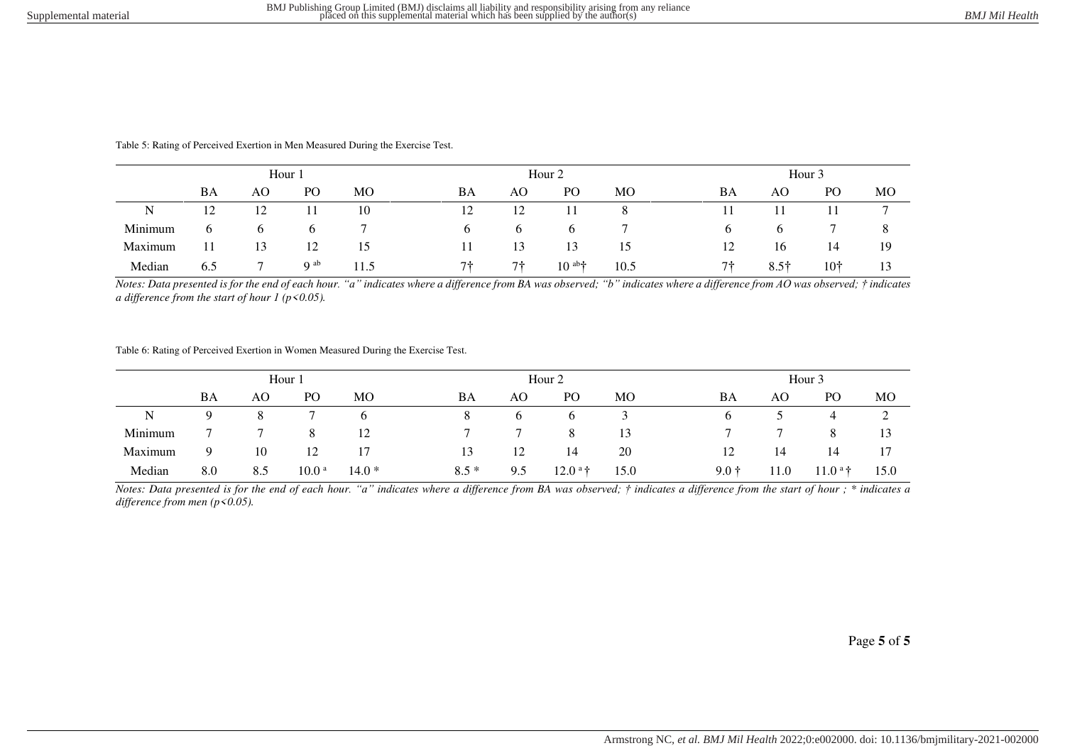Table 5: Rating of Perceived Exertion in Men Measured During the Exercise Test.

| | Hour 1 | | | | Hour 2 | | | | Hour 3 | | | |
|---|---|---|---|---|---|---|---|---|---|---|---|---|
| | BA | AO | PO | MO | BA | AO | PO | MO | BA | AO | PO | MO |
| N | 12 | 12 | 11 | 10 | 12 | 12 | 11 | 8 | 11 | 11 | 11 | 7 |
| Minimum | 6 | 6 | 6 | 7 | 6 | 6 | 6 | 7 | 6 | 6 | 7 | 8 |
| Maximum | 11 | 13 | 12 | 15 | 11 | 13 | 13 | 15 | 12 | 16 | 14 | 19 |
| Median | 6.5 | 7 | 9 [ab] | 11.5 | 7† | 7† | 10 [ab]† | 10.5 | 7† | 8.5† | 10† | 13 |

*Notes: Data presented is for the end of each hour. "a" indicates where a difference from BA was observed; "b" indicates where a difference from AO was observed; † indicates a difference from the start of hour 1 ($p < 0.05$).*

Table 6: Rating of Perceived Exertion in Women Measured During the Exercise Test.

| | Hour 1 | | | | Hour 2 | | | | Hour 3 | | | |
|---|---|---|---|---|---|---|---|---|---|---|---|---|
| | BA | AO | PO | MO | BA | AO | PO | MO | BA | AO | PO | MO |
| N | 9 | 8 | 7 | 6 | 8 | 6 | 6 | 3 | 6 | 5 | 4 | 2 |
| Minimum | 7 | 7 | 8 | 12 | 7 | 7 | 8 | 13 | 7 | 7 | 8 | 13 |
| Maximum | 9 | 10 | 12 | 17 | 13 | 12 | 14 | 20 | 12 | 14 | 14 | 17 |
| Median | 8.0 | 8.5 | 10.0 [a] | 14.0 * | 8.5 * | 9.5 | 12.0 [a] † | 15.0 | 9.0 † | 11.0 | 11.0 [a] † | 15.0 |

*Notes: Data presented is for the end of each hour. "a" indicates where a difference from BA was observed; † indicates a difference from the start of hour ; * indicates a difference from men ($p < 0.05$).*